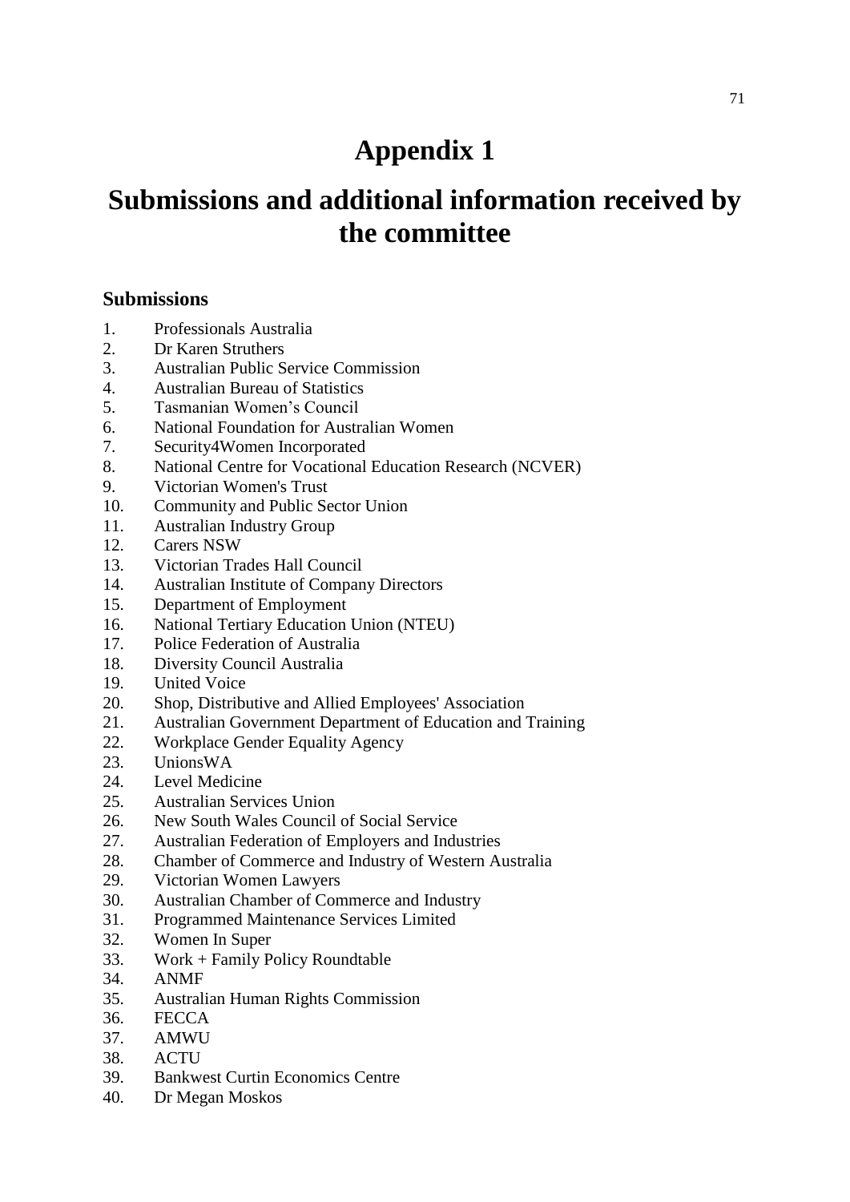# Appendix 1

# Submissions and additional information received by the committee

### Submissions

1. Professionals Australia
2. Dr Karen Struthers
3. Australian Public Service Commission
4. Australian Bureau of Statistics
5. Tasmanian Women's Council
6. National Foundation for Australian Women
7. Security4Women Incorporated
8. National Centre for Vocational Education Research (NCVER)
9. Victorian Women's Trust
10. Community and Public Sector Union
11. Australian Industry Group
12. Carers NSW
13. Victorian Trades Hall Council
14. Australian Institute of Company Directors
15. Department of Employment
16. National Tertiary Education Union (NTEU)
17. Police Federation of Australia
18. Diversity Council Australia
19. United Voice
20. Shop, Distributive and Allied Employees' Association
21. Australian Government Department of Education and Training
22. Workplace Gender Equality Agency
23. UnionsWA
24. Level Medicine
25. Australian Services Union
26. New South Wales Council of Social Service
27. Australian Federation of Employers and Industries
28. Chamber of Commerce and Industry of Western Australia
29. Victorian Women Lawyers
30. Australian Chamber of Commerce and Industry
31. Programmed Maintenance Services Limited
32. Women In Super
33. Work + Family Policy Roundtable
34. ANMF
35. Australian Human Rights Commission
36. FECCA
37. AMWU
38. ACTU
39. Bankwest Curtin Economics Centre
40. Dr Megan Moskos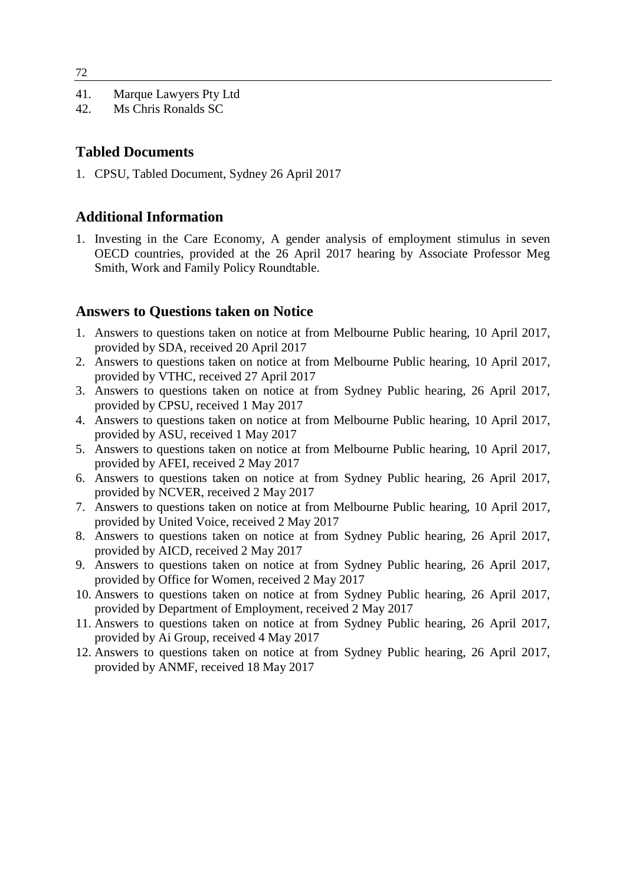41. Marque Lawyers Pty Ltd
42. Ms Chris Ronalds SC

## Tabled Documents

1. CPSU, Tabled Document, Sydney 26 April 2017

## Additional Information

1. Investing in the Care Economy, A gender analysis of employment stimulus in seven OECD countries, provided at the 26 April 2017 hearing by Associate Professor Meg Smith, Work and Family Policy Roundtable.

## Answers to Questions taken on Notice

1. Answers to questions taken on notice at from Melbourne Public hearing, 10 April 2017, provided by SDA, received 20 April 2017
2. Answers to questions taken on notice at from Melbourne Public hearing, 10 April 2017, provided by VTHC, received 27 April 2017
3. Answers to questions taken on notice at from Sydney Public hearing, 26 April 2017, provided by CPSU, received 1 May 2017
4. Answers to questions taken on notice at from Melbourne Public hearing, 10 April 2017, provided by ASU, received 1 May 2017
5. Answers to questions taken on notice at from Melbourne Public hearing, 10 April 2017, provided by AFEI, received 2 May 2017
6. Answers to questions taken on notice at from Sydney Public hearing, 26 April 2017, provided by NCVER, received 2 May 2017
7. Answers to questions taken on notice at from Melbourne Public hearing, 10 April 2017, provided by United Voice, received 2 May 2017
8. Answers to questions taken on notice at from Sydney Public hearing, 26 April 2017, provided by AICD, received 2 May 2017
9. Answers to questions taken on notice at from Sydney Public hearing, 26 April 2017, provided by Office for Women, received 2 May 2017
10. Answers to questions taken on notice at from Sydney Public hearing, 26 April 2017, provided by Department of Employment, received 2 May 2017
11. Answers to questions taken on notice at from Sydney Public hearing, 26 April 2017, provided by Ai Group, received 4 May 2017
12. Answers to questions taken on notice at from Sydney Public hearing, 26 April 2017, provided by ANMF, received 18 May 2017